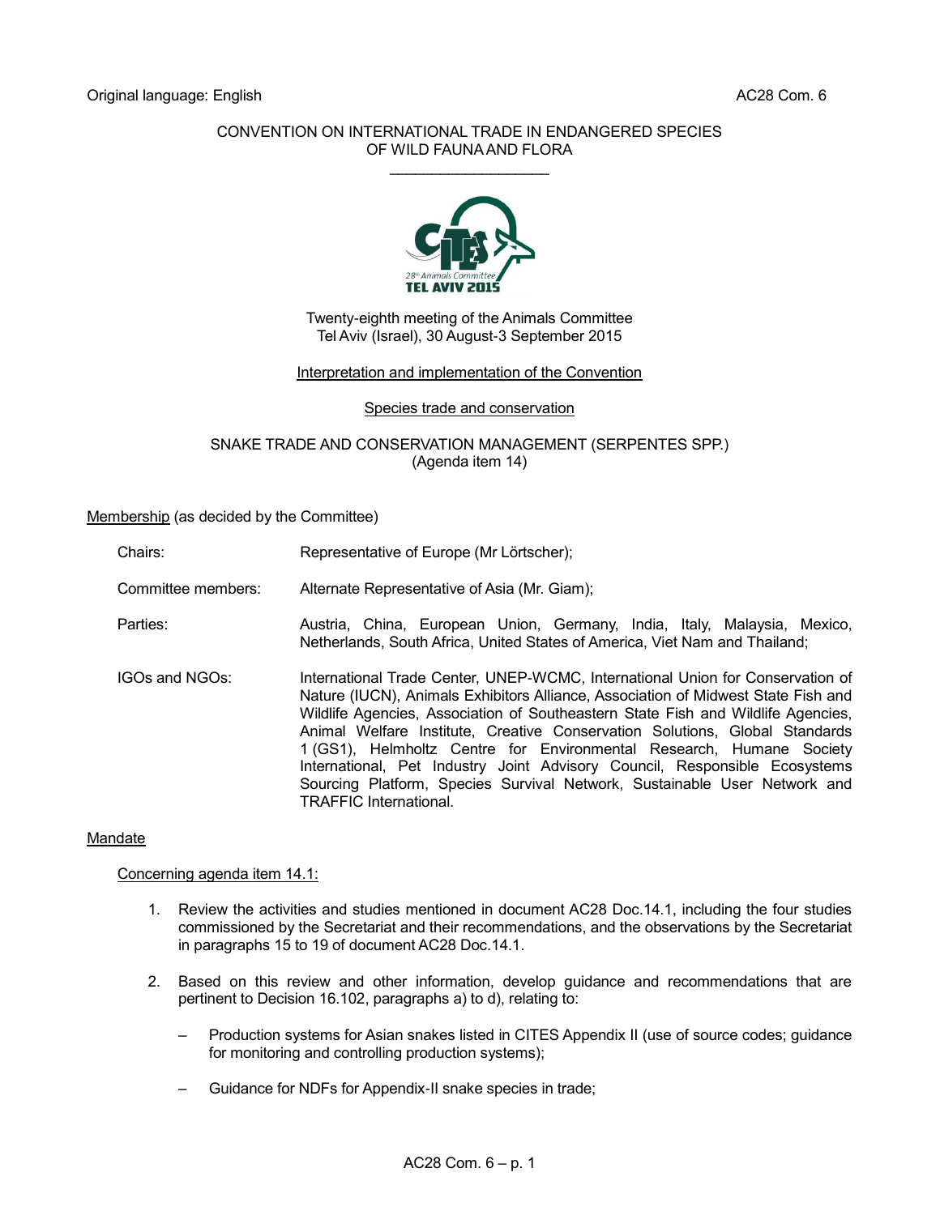Original language: English AC28 Com. 6

CONVENTION ON INTERNATIONAL TRADE IN ENDANGERED SPECIES
OF WILD FAUNA AND FLORA

\_\_\_\_\_\_\_\_\_\_\_\_\_\_\_\_\_\_\_

Twenty-eighth meeting of the Animals Committee
Tel Aviv (Israel), 30 August-3 September 2015

Interpretation and implementation of the Convention

Species trade and conservation

SNAKE TRADE AND CONSERVATION MANAGEMENT (SERPENTES SPP.)
(Agenda item 14)

Membership (as decided by the Committee)

| | |
|---|---|
| Chairs: | Representative of Europe (Mr Lörtscher); |
| Committee members: | Alternate Representative of Asia (Mr. Giam); |
| Parties: | Austria, China, European Union, Germany, India, Italy, Malaysia, Mexico, Netherlands, South Africa, United States of America, Viet Nam and Thailand; |
| IGOs and NGOs: | International Trade Center, UNEP-WCMC, International Union for Conservation of Nature (IUCN), Animals Exhibitors Alliance, Association of Midwest State Fish and Wildlife Agencies, Association of Southeastern State Fish and Wildlife Agencies, Animal Welfare Institute, Creative Conservation Solutions, Global Standards 1 (GS1), Helmholtz Centre for Environmental Research, Humane Society International, Pet Industry Joint Advisory Council, Responsible Ecosystems Sourcing Platform, Species Survival Network, Sustainable User Network and TRAFFIC International. |

Mandate

Concerning agenda item 14.1:

1. Review the activities and studies mentioned in document AC28 Doc.14.1, including the four studies commissioned by the Secretariat and their recommendations, and the observations by the Secretariat in paragraphs 15 to 19 of document AC28 Doc.14.1.

2. Based on this review and other information, develop guidance and recommendations that are pertinent to Decision 16.102, paragraphs a) to d), relating to:

   – Production systems for Asian snakes listed in CITES Appendix II (use of source codes; guidance for monitoring and controlling production systems);

   – Guidance for NDFs for Appendix-II snake species in trade;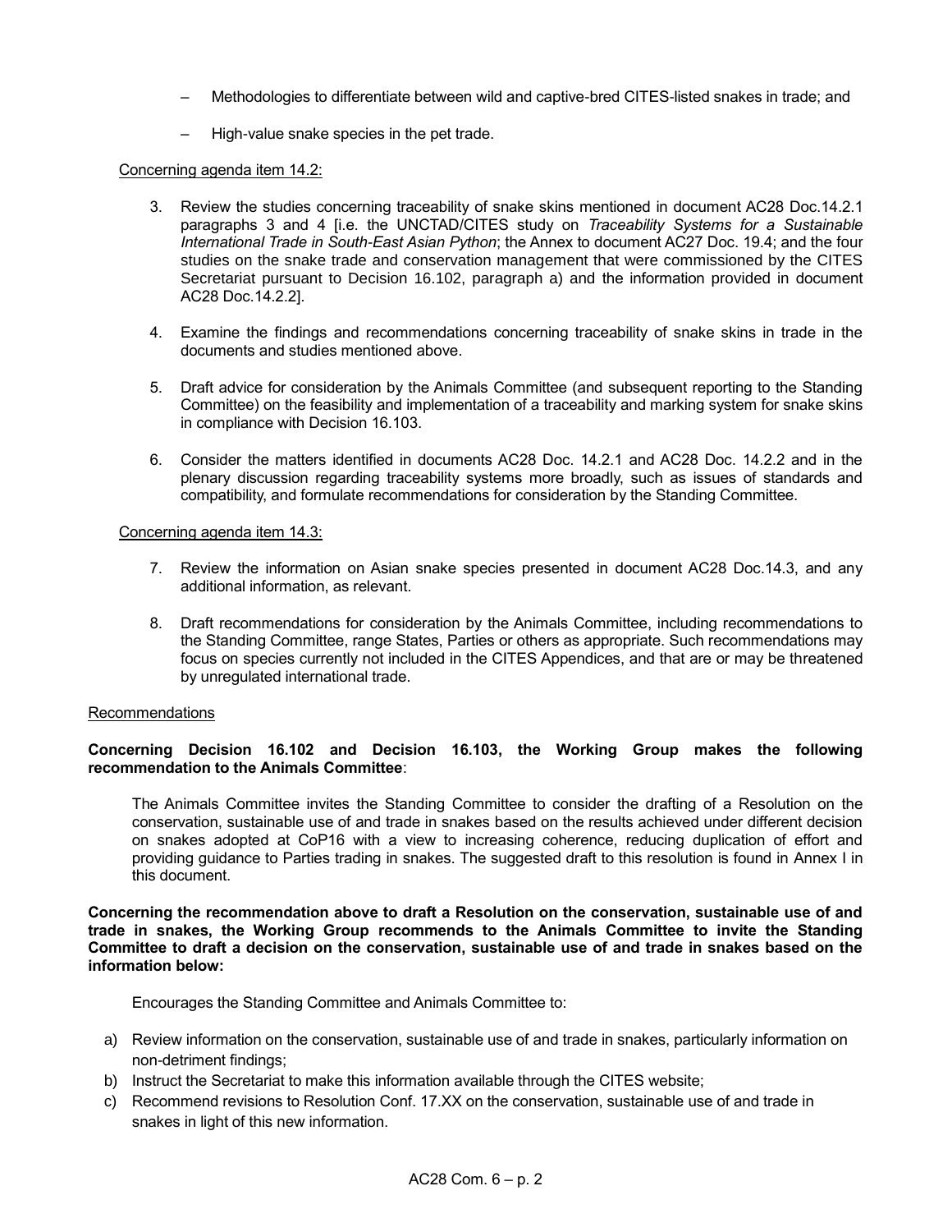- Methodologies to differentiate between wild and captive-bred CITES-listed snakes in trade; and

- High-value snake species in the pet trade.

Concerning agenda item 14.2:

3. Review the studies concerning traceability of snake skins mentioned in document AC28 Doc.14.2.1 paragraphs 3 and 4 [i.e. the UNCTAD/CITES study on *Traceability Systems for a Sustainable International Trade in South-East Asian Python*; the Annex to document AC27 Doc. 19.4; and the four studies on the snake trade and conservation management that were commissioned by the CITES Secretariat pursuant to Decision 16.102, paragraph a) and the information provided in document AC28 Doc.14.2.2].

4. Examine the findings and recommendations concerning traceability of snake skins in trade in the documents and studies mentioned above.

5. Draft advice for consideration by the Animals Committee (and subsequent reporting to the Standing Committee) on the feasibility and implementation of a traceability and marking system for snake skins in compliance with Decision 16.103.

6. Consider the matters identified in documents AC28 Doc. 14.2.1 and AC28 Doc. 14.2.2 and in the plenary discussion regarding traceability systems more broadly, such as issues of standards and compatibility, and formulate recommendations for consideration by the Standing Committee.

Concerning agenda item 14.3:

7. Review the information on Asian snake species presented in document AC28 Doc.14.3, and any additional information, as relevant.

8. Draft recommendations for consideration by the Animals Committee, including recommendations to the Standing Committee, range States, Parties or others as appropriate. Such recommendations may focus on species currently not included in the CITES Appendices, and that are or may be threatened by unregulated international trade.

Recommendations

**Concerning Decision 16.102 and Decision 16.103, the Working Group makes the following recommendation to the Animals Committee**:

The Animals Committee invites the Standing Committee to consider the drafting of a Resolution on the conservation, sustainable use of and trade in snakes based on the results achieved under different decision on snakes adopted at CoP16 with a view to increasing coherence, reducing duplication of effort and providing guidance to Parties trading in snakes. The suggested draft to this resolution is found in Annex I in this document.

**Concerning the recommendation above to draft a Resolution on the conservation, sustainable use of and trade in snakes, the Working Group recommends to the Animals Committee to invite the Standing Committee to draft a decision on the conservation, sustainable use of and trade in snakes based on the information below:**

Encourages the Standing Committee and Animals Committee to:

a) Review information on the conservation, sustainable use of and trade in snakes, particularly information on non-detriment findings;
b) Instruct the Secretariat to make this information available through the CITES website;
c) Recommend revisions to Resolution Conf. 17.XX on the conservation, sustainable use of and trade in snakes in light of this new information.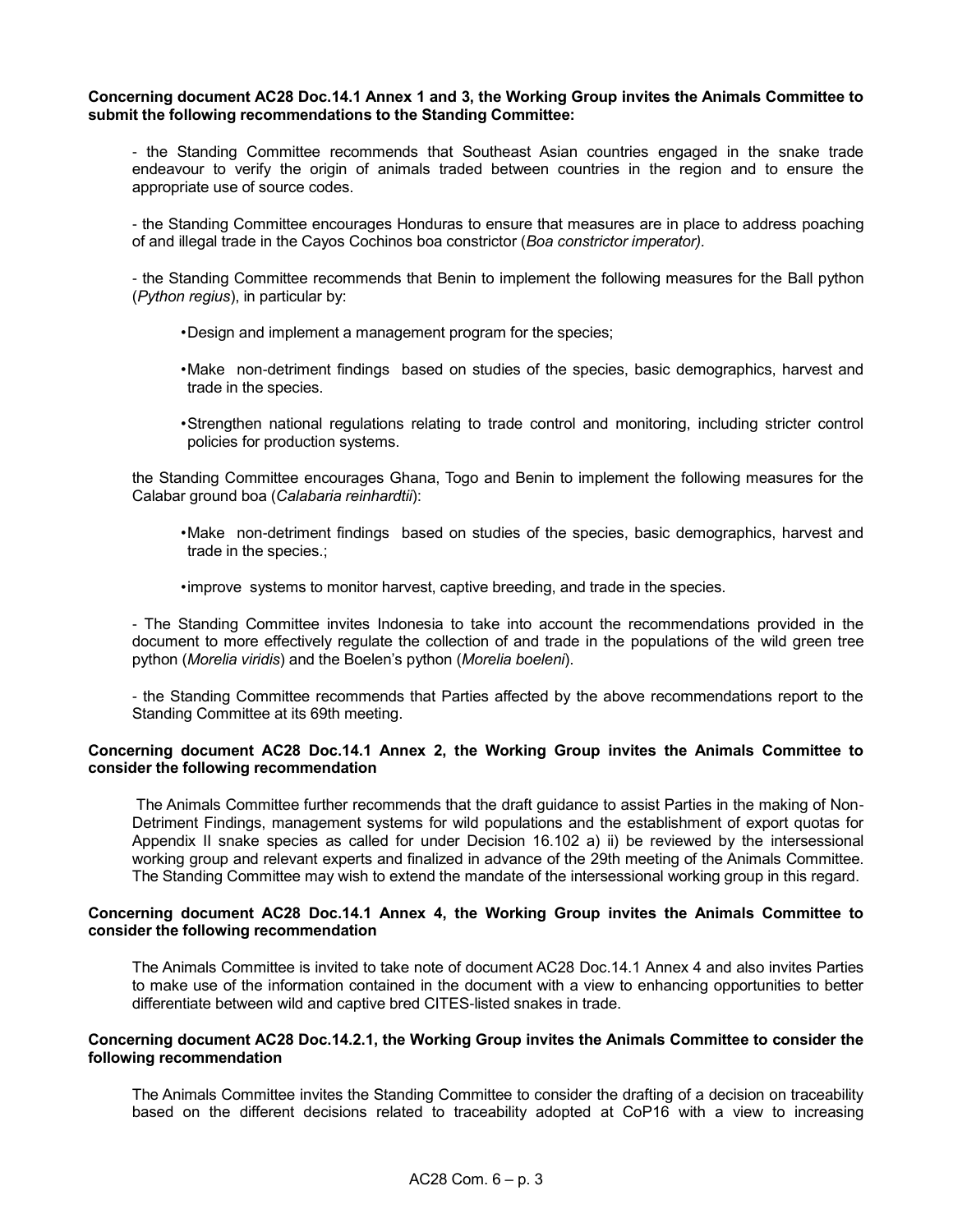**Concerning document AC28 Doc.14.1 Annex 1 and 3, the Working Group invites the Animals Committee to submit the following recommendations to the Standing Committee:**

- the Standing Committee recommends that Southeast Asian countries engaged in the snake trade endeavour to verify the origin of animals traded between countries in the region and to ensure the appropriate use of source codes.

- the Standing Committee encourages Honduras to ensure that measures are in place to address poaching of and illegal trade in the Cayos Cochinos boa constrictor (*Boa constrictor imperator).*

- the Standing Committee recommends that Benin to implement the following measures for the Ball python (*Python regius*), in particular by:

  - Design and implement a management program for the species;
  - Make non-detriment findings based on studies of the species, basic demographics, harvest and trade in the species.
  - Strengthen national regulations relating to trade control and monitoring, including stricter control policies for production systems.

the Standing Committee encourages Ghana, Togo and Benin to implement the following measures for the Calabar ground boa (*Calabaria reinhardtii*):

  - Make non-detriment findings based on studies of the species, basic demographics, harvest and trade in the species.;
  - improve systems to monitor harvest, captive breeding, and trade in the species.

- The Standing Committee invites Indonesia to take into account the recommendations provided in the document to more effectively regulate the collection of and trade in the populations of the wild green tree python (*Morelia viridis*) and the Boelen's python (*Morelia boeleni*).

- the Standing Committee recommends that Parties affected by the above recommendations report to the Standing Committee at its 69th meeting.

**Concerning document AC28 Doc.14.1 Annex 2, the Working Group invites the Animals Committee to consider the following recommendation**

The Animals Committee further recommends that the draft guidance to assist Parties in the making of Non-Detriment Findings, management systems for wild populations and the establishment of export quotas for Appendix II snake species as called for under Decision 16.102 a) ii) be reviewed by the intersessional working group and relevant experts and finalized in advance of the 29th meeting of the Animals Committee. The Standing Committee may wish to extend the mandate of the intersessional working group in this regard.

**Concerning document AC28 Doc.14.1 Annex 4, the Working Group invites the Animals Committee to consider the following recommendation**

The Animals Committee is invited to take note of document AC28 Doc.14.1 Annex 4 and also invites Parties to make use of the information contained in the document with a view to enhancing opportunities to better differentiate between wild and captive bred CITES-listed snakes in trade.

**Concerning document AC28 Doc.14.2.1, the Working Group invites the Animals Committee to consider the following recommendation**

The Animals Committee invites the Standing Committee to consider the drafting of a decision on traceability based on the different decisions related to traceability adopted at CoP16 with a view to increasing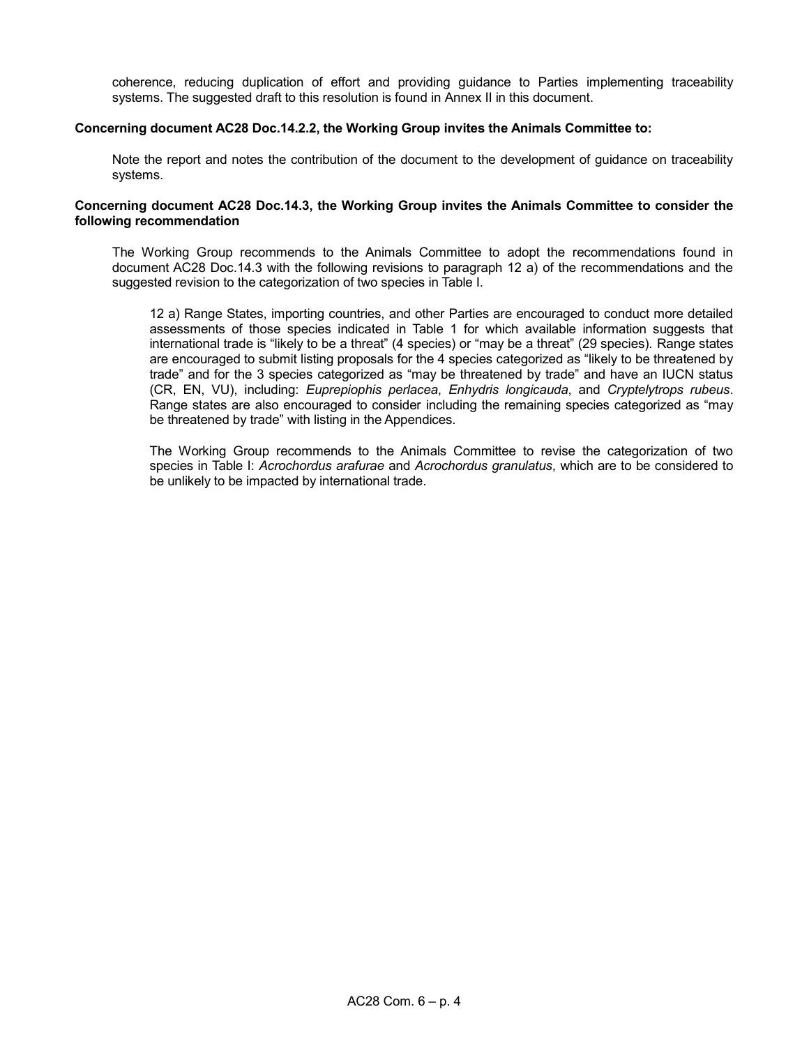coherence, reducing duplication of effort and providing guidance to Parties implementing traceability systems. The suggested draft to this resolution is found in Annex II in this document.

**Concerning document AC28 Doc.14.2.2, the Working Group invites the Animals Committee to:**

Note the report and notes the contribution of the document to the development of guidance on traceability systems.

**Concerning document AC28 Doc.14.3, the Working Group invites the Animals Committee to consider the following recommendation**

The Working Group recommends to the Animals Committee to adopt the recommendations found in document AC28 Doc.14.3 with the following revisions to paragraph 12 a) of the recommendations and the suggested revision to the categorization of two species in Table I.

12 a) Range States, importing countries, and other Parties are encouraged to conduct more detailed assessments of those species indicated in Table 1 for which available information suggests that international trade is "likely to be a threat" (4 species) or "may be a threat" (29 species). Range states are encouraged to submit listing proposals for the 4 species categorized as "likely to be threatened by trade" and for the 3 species categorized as "may be threatened by trade" and have an IUCN status (CR, EN, VU), including: *Euprepiophis perlacea*, *Enhydris longicauda*, and *Cryptelytrops rubeus*. Range states are also encouraged to consider including the remaining species categorized as "may be threatened by trade" with listing in the Appendices.

The Working Group recommends to the Animals Committee to revise the categorization of two species in Table I: *Acrochordus arafurae* and *Acrochordus granulatus*, which are to be considered to be unlikely to be impacted by international trade.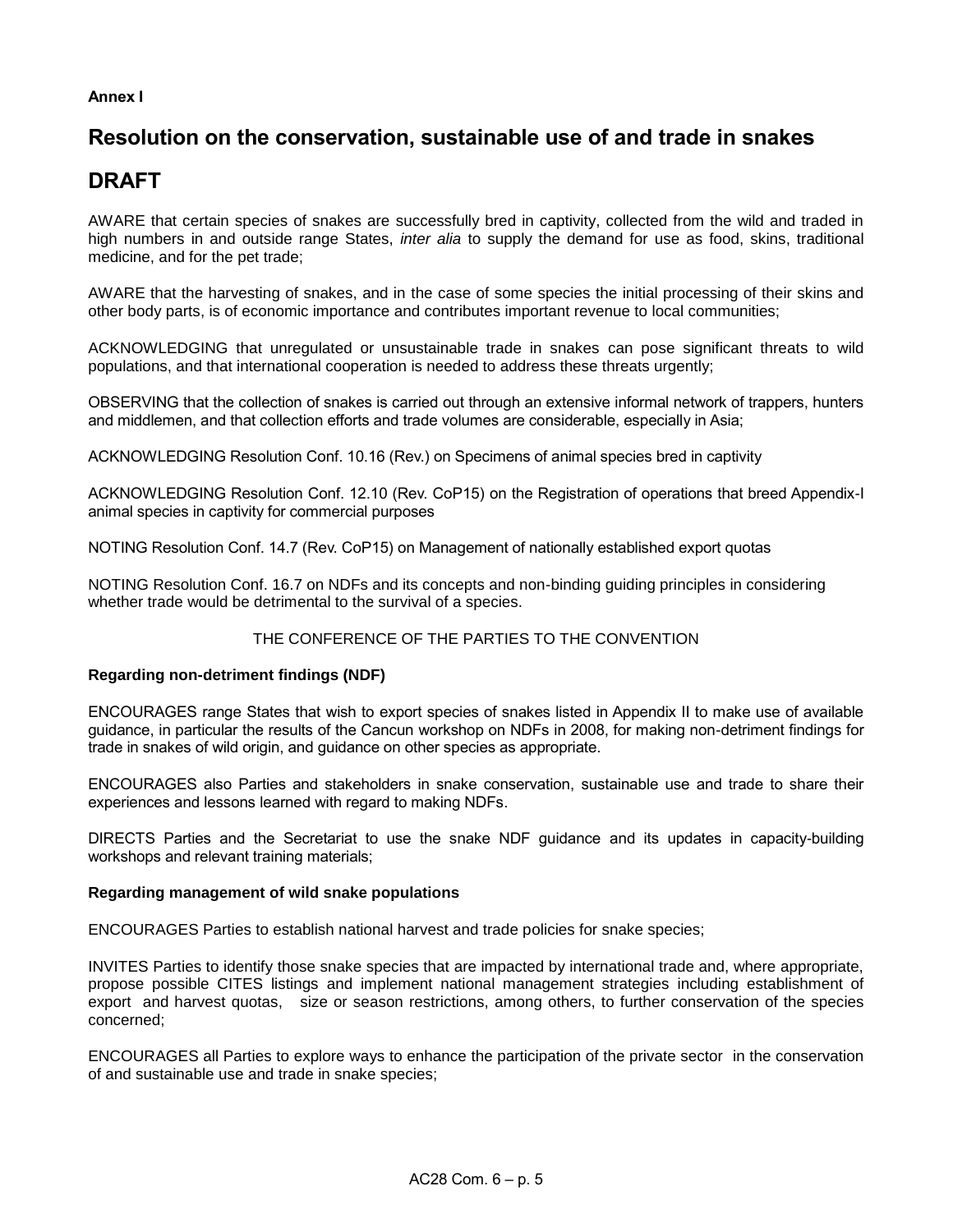**Annex I**

# Resolution on the conservation, sustainable use of and trade in snakes

# DRAFT

AWARE that certain species of snakes are successfully bred in captivity, collected from the wild and traded in high numbers in and outside range States, *inter alia* to supply the demand for use as food, skins, traditional medicine, and for the pet trade;

AWARE that the harvesting of snakes, and in the case of some species the initial processing of their skins and other body parts, is of economic importance and contributes important revenue to local communities;

ACKNOWLEDGING that unregulated or unsustainable trade in snakes can pose significant threats to wild populations, and that international cooperation is needed to address these threats urgently;

OBSERVING that the collection of snakes is carried out through an extensive informal network of trappers, hunters and middlemen, and that collection efforts and trade volumes are considerable, especially in Asia;

ACKNOWLEDGING Resolution Conf. 10.16 (Rev.) on Specimens of animal species bred in captivity

ACKNOWLEDGING Resolution Conf. 12.10 (Rev. CoP15) on the Registration of operations that breed Appendix-I animal species in captivity for commercial purposes

NOTING Resolution Conf. 14.7 (Rev. CoP15) on Management of nationally established export quotas

NOTING Resolution Conf. 16.7 on NDFs and its concepts and non-binding guiding principles in considering whether trade would be detrimental to the survival of a species.

THE CONFERENCE OF THE PARTIES TO THE CONVENTION

**Regarding non-detriment findings (NDF)**

ENCOURAGES range States that wish to export species of snakes listed in Appendix II to make use of available guidance, in particular the results of the Cancun workshop on NDFs in 2008, for making non-detriment findings for trade in snakes of wild origin, and guidance on other species as appropriate.

ENCOURAGES also Parties and stakeholders in snake conservation, sustainable use and trade to share their experiences and lessons learned with regard to making NDFs.

DIRECTS Parties and the Secretariat to use the snake NDF guidance and its updates in capacity-building workshops and relevant training materials;

**Regarding management of wild snake populations**

ENCOURAGES Parties to establish national harvest and trade policies for snake species;

INVITES Parties to identify those snake species that are impacted by international trade and, where appropriate, propose possible CITES listings and implement national management strategies including establishment of export and harvest quotas, size or season restrictions, among others, to further conservation of the species concerned;

ENCOURAGES all Parties to explore ways to enhance the participation of the private sector in the conservation of and sustainable use and trade in snake species;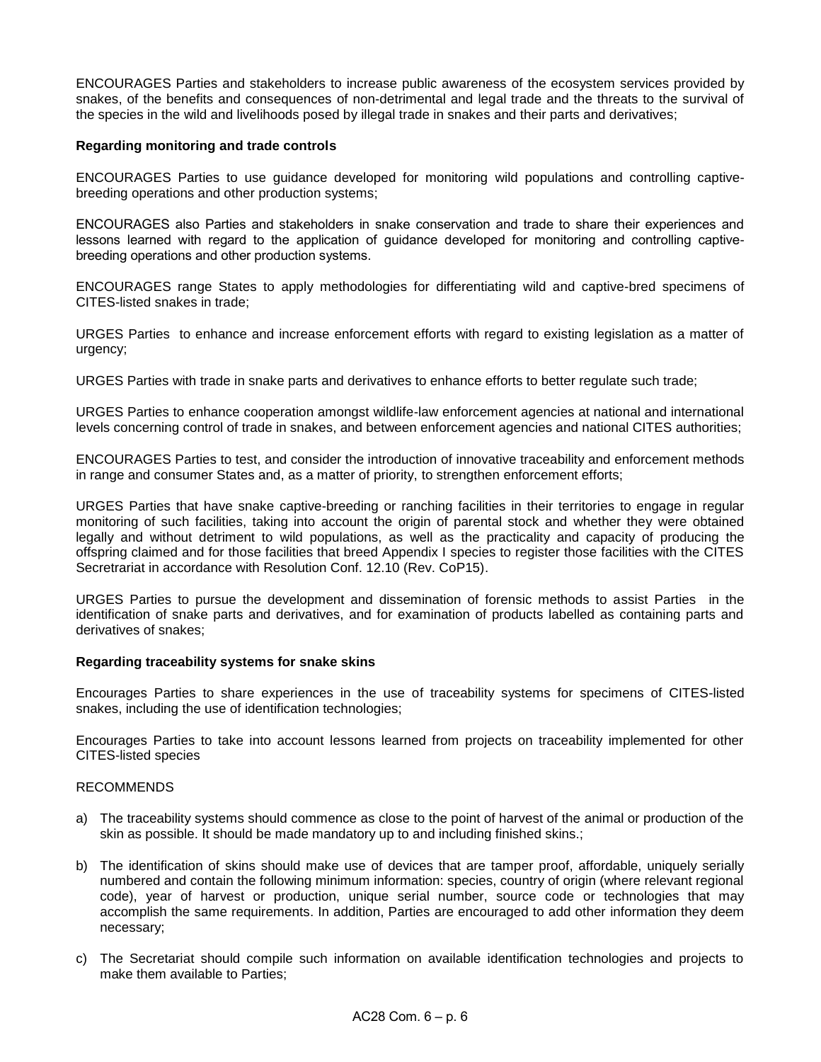ENCOURAGES Parties and stakeholders to increase public awareness of the ecosystem services provided by snakes, of the benefits and consequences of non-detrimental and legal trade and the threats to the survival of the species in the wild and livelihoods posed by illegal trade in snakes and their parts and derivatives;

**Regarding monitoring and trade controls**

ENCOURAGES Parties to use guidance developed for monitoring wild populations and controlling captive-breeding operations and other production systems;

ENCOURAGES also Parties and stakeholders in snake conservation and trade to share their experiences and lessons learned with regard to the application of guidance developed for monitoring and controlling captive-breeding operations and other production systems.

ENCOURAGES range States to apply methodologies for differentiating wild and captive-bred specimens of CITES-listed snakes in trade;

URGES Parties to enhance and increase enforcement efforts with regard to existing legislation as a matter of urgency;

URGES Parties with trade in snake parts and derivatives to enhance efforts to better regulate such trade;

URGES Parties to enhance cooperation amongst wildlife-law enforcement agencies at national and international levels concerning control of trade in snakes, and between enforcement agencies and national CITES authorities;

ENCOURAGES Parties to test, and consider the introduction of innovative traceability and enforcement methods in range and consumer States and, as a matter of priority, to strengthen enforcement efforts;

URGES Parties that have snake captive-breeding or ranching facilities in their territories to engage in regular monitoring of such facilities, taking into account the origin of parental stock and whether they were obtained legally and without detriment to wild populations, as well as the practicality and capacity of producing the offspring claimed and for those facilities that breed Appendix I species to register those facilities with the CITES Secretariat in accordance with Resolution Conf. 12.10 (Rev. CoP15).

URGES Parties to pursue the development and dissemination of forensic methods to assist Parties in the identification of snake parts and derivatives, and for examination of products labelled as containing parts and derivatives of snakes;

**Regarding traceability systems for snake skins**

Encourages Parties to share experiences in the use of traceability systems for specimens of CITES-listed snakes, including the use of identification technologies;

Encourages Parties to take into account lessons learned from projects on traceability implemented for other CITES-listed species

RECOMMENDS

a) The traceability systems should commence as close to the point of harvest of the animal or production of the skin as possible. It should be made mandatory up to and including finished skins.;

b) The identification of skins should make use of devices that are tamper proof, affordable, uniquely serially numbered and contain the following minimum information: species, country of origin (where relevant regional code), year of harvest or production, unique serial number, source code or technologies that may accomplish the same requirements. In addition, Parties are encouraged to add other information they deem necessary;

c) The Secretariat should compile such information on available identification technologies and projects to make them available to Parties;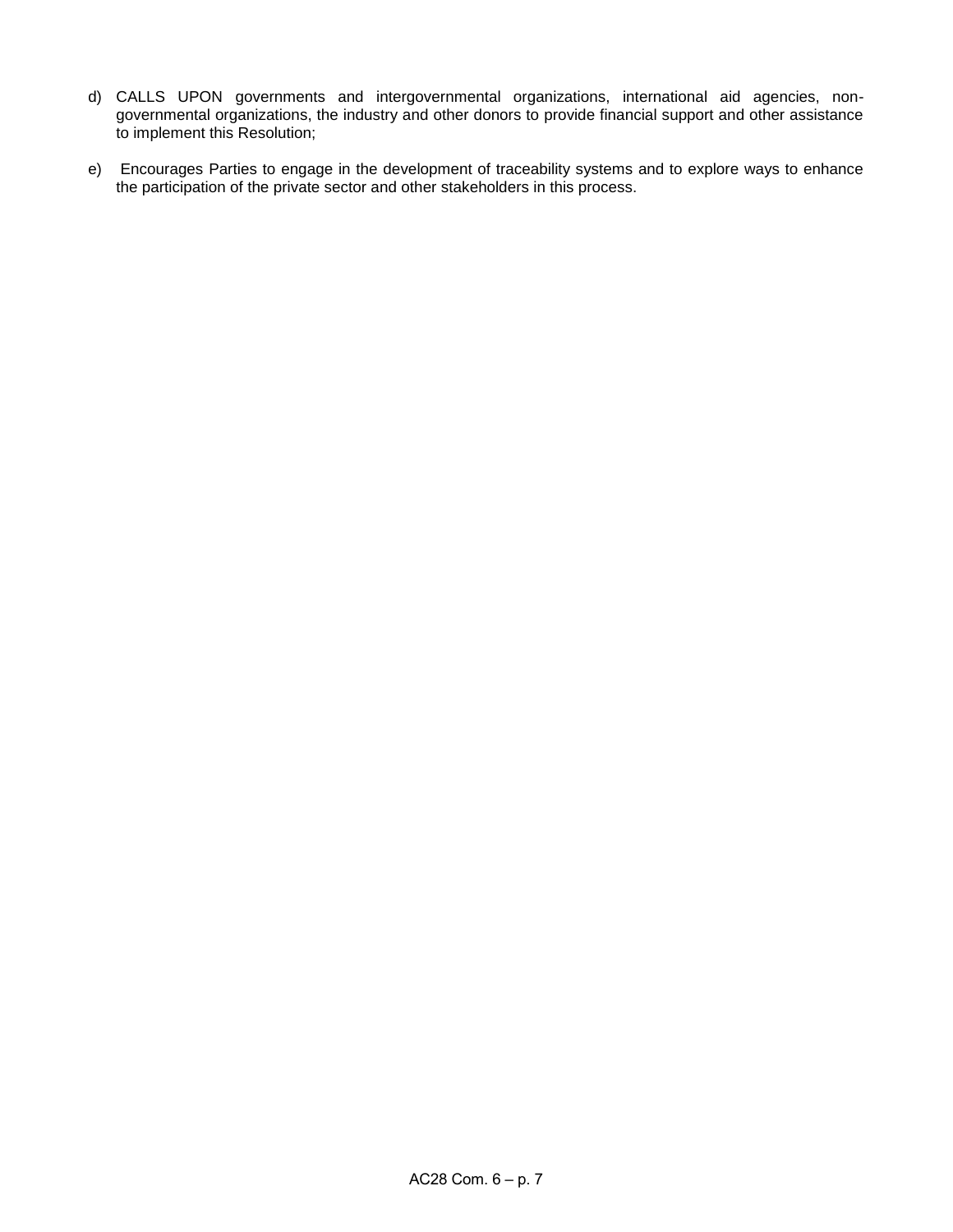d) CALLS UPON governments and intergovernmental organizations, international aid agencies, non-governmental organizations, the industry and other donors to provide financial support and other assistance to implement this Resolution;

e) Encourages Parties to engage in the development of traceability systems and to explore ways to enhance the participation of the private sector and other stakeholders in this process.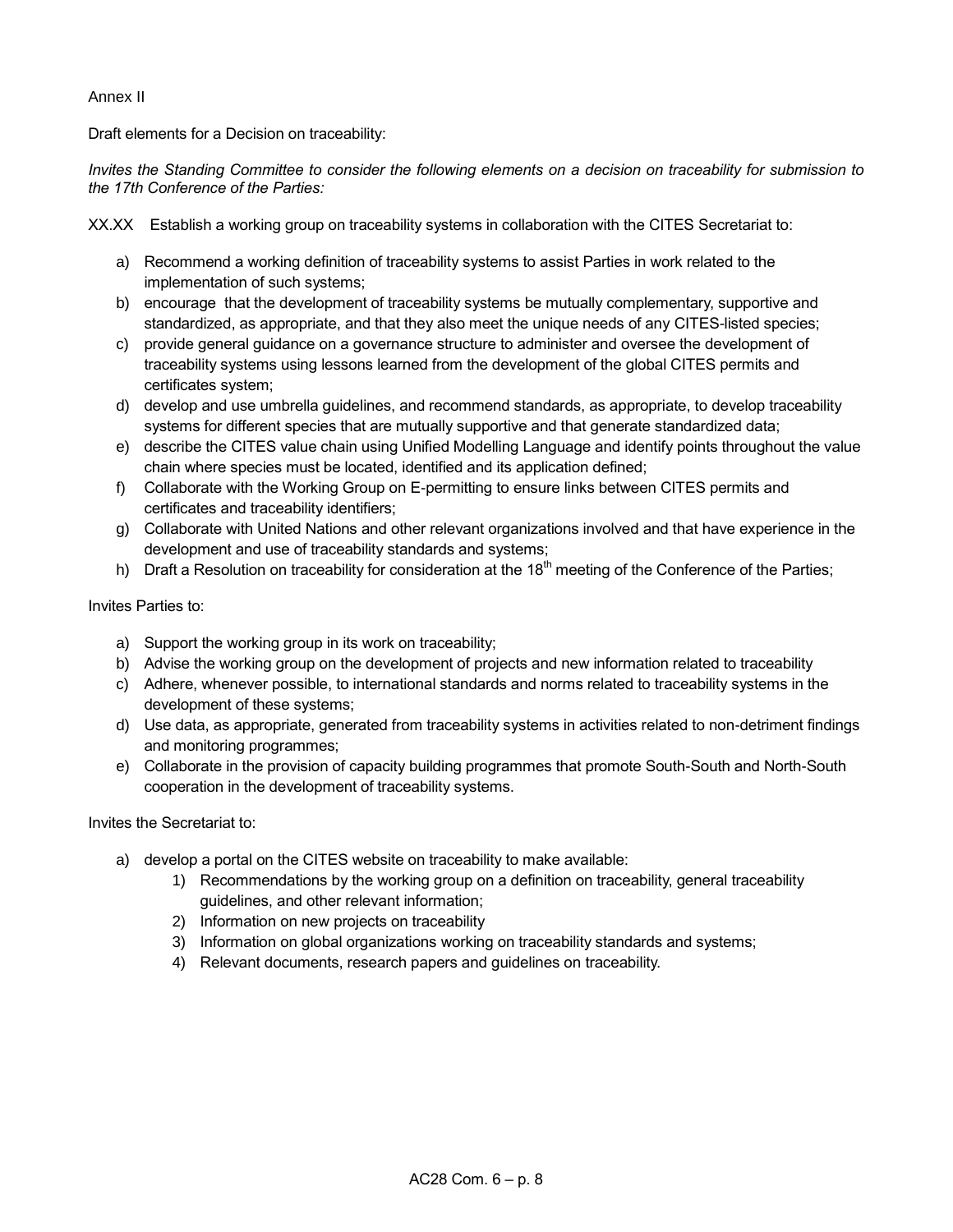Annex II

Draft elements for a Decision on traceability:

*Invites the Standing Committee to consider the following elements on a decision on traceability for submission to the 17th Conference of the Parties:*

XX.XX Establish a working group on traceability systems in collaboration with the CITES Secretariat to:

a) Recommend a working definition of traceability systems to assist Parties in work related to the implementation of such systems;
b) encourage that the development of traceability systems be mutually complementary, supportive and standardized, as appropriate, and that they also meet the unique needs of any CITES-listed species;
c) provide general guidance on a governance structure to administer and oversee the development of traceability systems using lessons learned from the development of the global CITES permits and certificates system;
d) develop and use umbrella guidelines, and recommend standards, as appropriate, to develop traceability systems for different species that are mutually supportive and that generate standardized data;
e) describe the CITES value chain using Unified Modelling Language and identify points throughout the value chain where species must be located, identified and its application defined;
f) Collaborate with the Working Group on E-permitting to ensure links between CITES permits and certificates and traceability identifiers;
g) Collaborate with United Nations and other relevant organizations involved and that have experience in the development and use of traceability standards and systems;
h) Draft a Resolution on traceability for consideration at the 18th meeting of the Conference of the Parties;

Invites Parties to:

a) Support the working group in its work on traceability;
b) Advise the working group on the development of projects and new information related to traceability
c) Adhere, whenever possible, to international standards and norms related to traceability systems in the development of these systems;
d) Use data, as appropriate, generated from traceability systems in activities related to non-detriment findings and monitoring programmes;
e) Collaborate in the provision of capacity building programmes that promote South-South and North-South cooperation in the development of traceability systems.

Invites the Secretariat to:

a) develop a portal on the CITES website on traceability to make available:
    1) Recommendations by the working group on a definition on traceability, general traceability guidelines, and other relevant information;
    2) Information on new projects on traceability
    3) Information on global organizations working on traceability standards and systems;
    4) Relevant documents, research papers and guidelines on traceability.